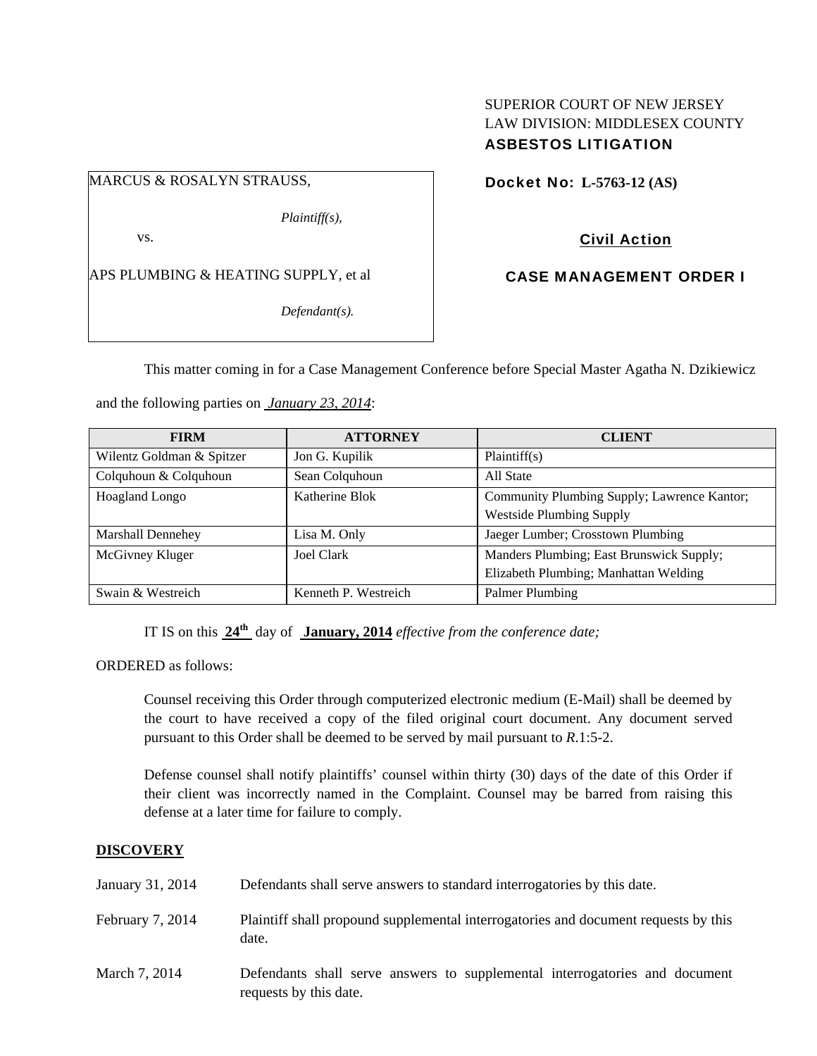SUPERIOR COURT OF NEW JERSEY
LAW DIVISION: MIDDLESEX COUNTY
**ASBESTOS LITIGATION**

MARCUS & ROSALYN STRAUSS,

*Plaintiff(s),*

vs.

APS PLUMBING & HEATING SUPPLY, et al

*Defendant(s).*

**Docket No: L-5763-12 (AS)**

**Civil Action**

**CASE MANAGEMENT ORDER I**

This matter coming in for a Case Management Conference before Special Master Agatha N. Dzikiewicz and the following parties on *January 23, 2014*:

| FIRM | ATTORNEY | CLIENT |
|---|---|---|
| Wilentz Goldman & Spitzer | Jon G. Kupilik | Plaintiff(s) |
| Colquhoun & Colquhoun | Sean Colquhoun | All State |
| Hoagland Longo | Katherine Blok | Community Plumbing Supply; Lawrence Kantor; Westside Plumbing Supply |
| Marshall Dennehey | Lisa M. Only | Jaeger Lumber; Crosstown Plumbing |
| McGivney Kluger | Joel Clark | Manders Plumbing; East Brunswick Supply; Elizabeth Plumbing; Manhattan Welding |
| Swain & Westreich | Kenneth P. Westreich | Palmer Plumbing |

IT IS on this **24th** day of **January, 2014** *effective from the conference date;*

ORDERED as follows:

Counsel receiving this Order through computerized electronic medium (E-Mail) shall be deemed by the court to have received a copy of the filed original court document. Any document served pursuant to this Order shall be deemed to be served by mail pursuant to *R*.1:5-2.

Defense counsel shall notify plaintiffs' counsel within thirty (30) days of the date of this Order if their client was incorrectly named in the Complaint. Counsel may be barred from raising this defense at a later time for failure to comply.

## DISCOVERY

| | |
|---|---|
| January 31, 2014 | Defendants shall serve answers to standard interrogatories by this date. |
| February 7, 2014 | Plaintiff shall propound supplemental interrogatories and document requests by this date. |
| March 7, 2014 | Defendants shall serve answers to supplemental interrogatories and document requests by this date. |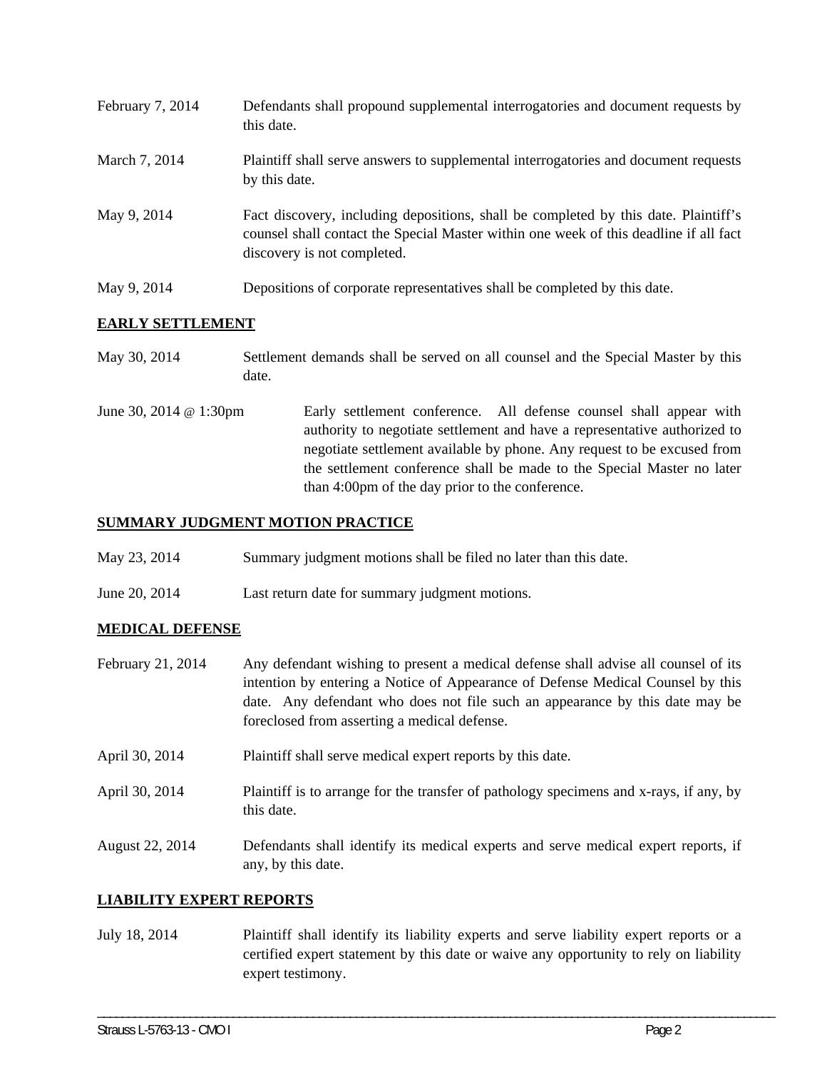| | |
|---|---|
| February 7, 2014 | Defendants shall propound supplemental interrogatories and document requests by this date. |
| March 7, 2014 | Plaintiff shall serve answers to supplemental interrogatories and document requests by this date. |
| May 9, 2014 | Fact discovery, including depositions, shall be completed by this date. Plaintiff's counsel shall contact the Special Master within one week of this deadline if all fact discovery is not completed. |
| May 9, 2014 | Depositions of corporate representatives shall be completed by this date. |

**EARLY SETTLEMENT**

| | |
|---|---|
| May 30, 2014 | Settlement demands shall be served on all counsel and the Special Master by this date. |
| June 30, 2014 @ 1:30pm | Early settlement conference. All defense counsel shall appear with authority to negotiate settlement and have a representative authorized to negotiate settlement available by phone. Any request to be excused from the settlement conference shall be made to the Special Master no later than 4:00pm of the day prior to the conference. |

**SUMMARY JUDGMENT MOTION PRACTICE**

| | |
|---|---|
| May 23, 2014 | Summary judgment motions shall be filed no later than this date. |
| June 20, 2014 | Last return date for summary judgment motions. |

**MEDICAL DEFENSE**

| | |
|---|---|
| February 21, 2014 | Any defendant wishing to present a medical defense shall advise all counsel of its intention by entering a Notice of Appearance of Defense Medical Counsel by this date. Any defendant who does not file such an appearance by this date may be foreclosed from asserting a medical defense. |
| April 30, 2014 | Plaintiff shall serve medical expert reports by this date. |
| April 30, 2014 | Plaintiff is to arrange for the transfer of pathology specimens and x-rays, if any, by this date. |
| August 22, 2014 | Defendants shall identify its medical experts and serve medical expert reports, if any, by this date. |

**LIABILITY EXPERT REPORTS**

| | |
|---|---|
| July 18, 2014 | Plaintiff shall identify its liability experts and serve liability expert reports or a certified expert statement by this date or waive any opportunity to rely on liability expert testimony. |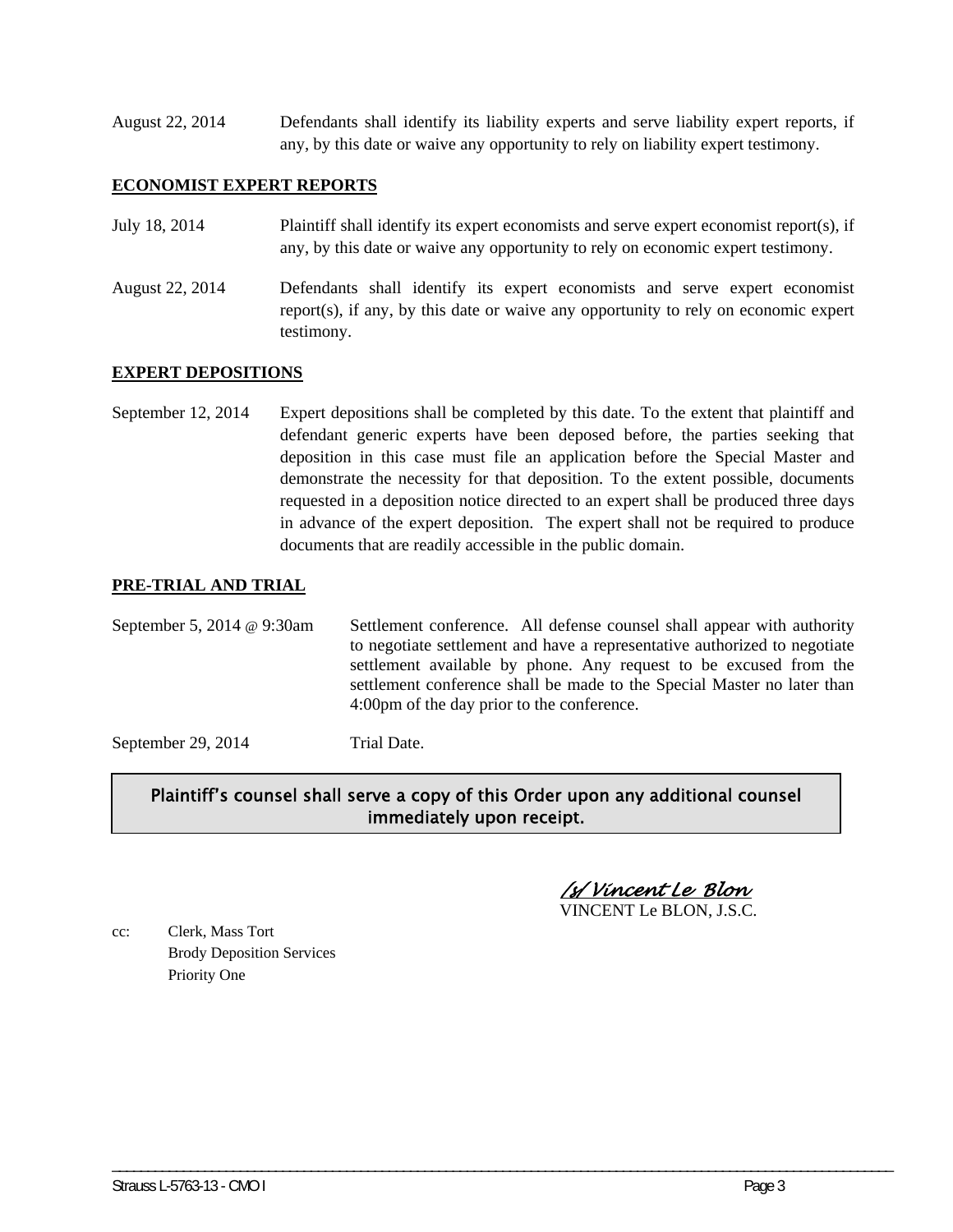August 22, 2014 Defendants shall identify its liability experts and serve liability expert reports, if any, by this date or waive any opportunity to rely on liability expert testimony.

**ECONOMIST EXPERT REPORTS**

July 18, 2014 Plaintiff shall identify its expert economists and serve expert economist report(s), if any, by this date or waive any opportunity to rely on economic expert testimony.

August 22, 2014 Defendants shall identify its expert economists and serve expert economist report(s), if any, by this date or waive any opportunity to rely on economic expert testimony.

**EXPERT DEPOSITIONS**

September 12, 2014 Expert depositions shall be completed by this date. To the extent that plaintiff and defendant generic experts have been deposed before, the parties seeking that deposition in this case must file an application before the Special Master and demonstrate the necessity for that deposition. To the extent possible, documents requested in a deposition notice directed to an expert shall be produced three days in advance of the expert deposition. The expert shall not be required to produce documents that are readily accessible in the public domain.

**PRE-TRIAL AND TRIAL**

September 5, 2014 @ 9:30am Settlement conference. All defense counsel shall appear with authority to negotiate settlement and have a representative authorized to negotiate settlement available by phone. Any request to be excused from the settlement conference shall be made to the Special Master no later than 4:00pm of the day prior to the conference.

September 29, 2014 Trial Date.

**Plaintiff's counsel shall serve a copy of this Order upon any additional counsel immediately upon receipt.**

/s/ Vincent Le Blon
VINCENT Le BLON, J.S.C.

cc: Clerk, Mass Tort
Brody Deposition Services
Priority One